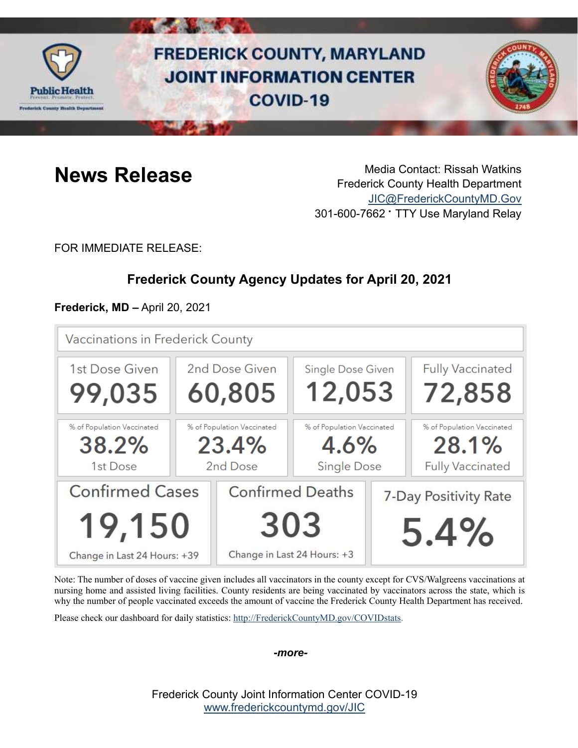# FREDERICK COUNTY, MARYLAND JOINT INFORMATION CENTER COVID-19

## News Release

Media Contact: Rissah Watkins
Frederick County Health Department
JIC@FrederickCountyMD.Gov
301-600-7662 • TTY Use Maryland Relay

FOR IMMEDIATE RELEASE:

### Frederick County Agency Updates for April 20, 2021

**Frederick, MD –** April 20, 2021

**Vaccinations in Frederick County**

| 1st Dose Given | 2nd Dose Given | Single Dose Given | Fully Vaccinated |
|---|---|---|---|
| 99,035 | 60,805 | 12,053 | 72,858 |
| % of Population Vaccinated: 38.2% 1st Dose | % of Population Vaccinated: 23.4% 2nd Dose | % of Population Vaccinated: 4.6% Single Dose | % of Population Vaccinated: 28.1% Fully Vaccinated |

| Confirmed Cases | Confirmed Deaths | 7-Day Positivity Rate |
|---|---|---|
| 19,150 | 303 | 5.4% |
| Change in Last 24 Hours: +39 | Change in Last 24 Hours: +3 | |

Note: The number of doses of vaccine given includes all vaccinators in the county except for CVS/Walgreens vaccinations at nursing home and assisted living facilities. County residents are being vaccinated by vaccinators across the state, which is why the number of people vaccinated exceeds the amount of vaccine the Frederick County Health Department has received.

Please check our dashboard for daily statistics: http://FrederickCountyMD.gov/COVIDstats.

*-more-*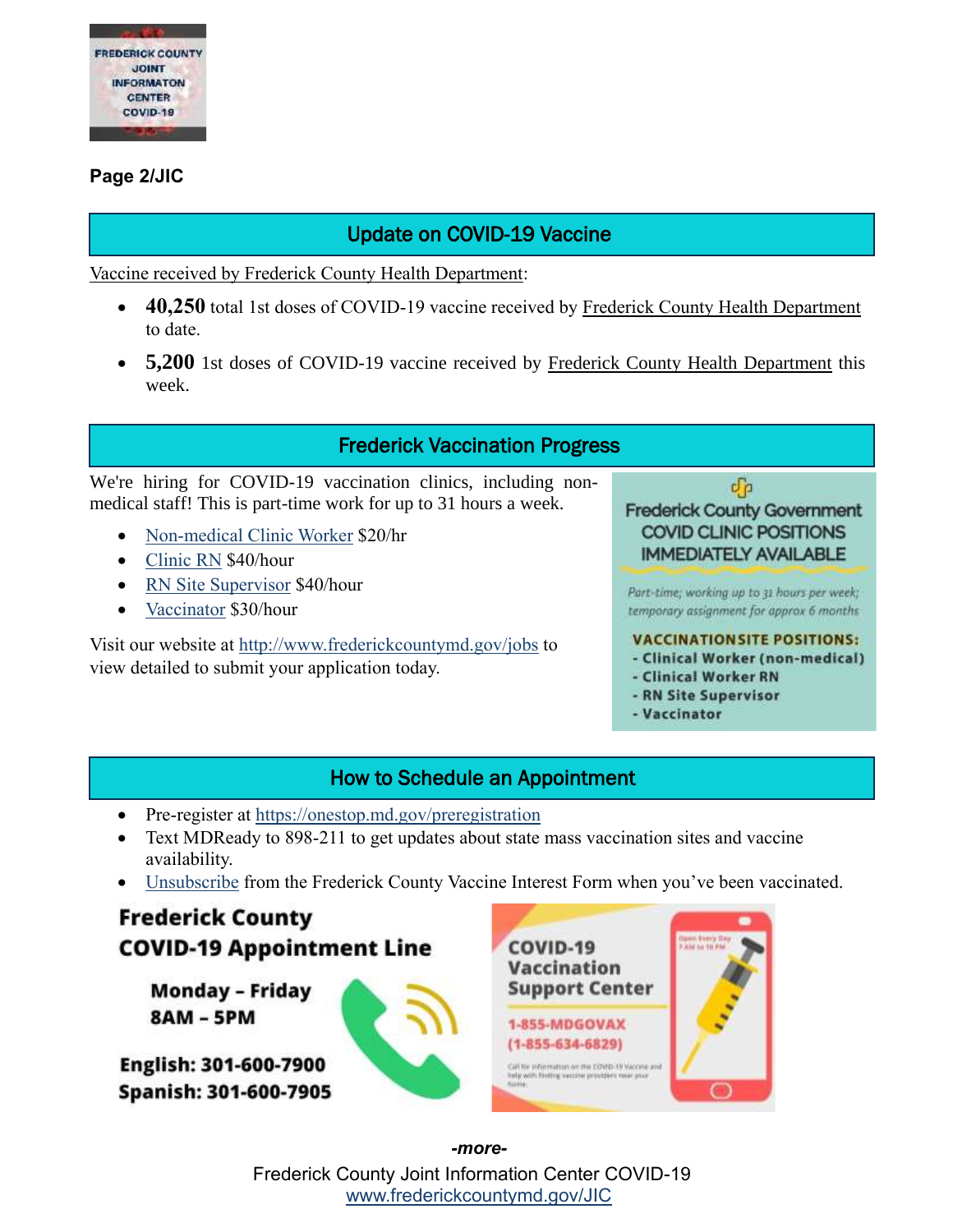**Page 2/JIC**

## Update on COVID-19 Vaccine

Vaccine received by Frederick County Health Department:

- **40,250** total 1st doses of COVID-19 vaccine received by Frederick County Health Department to date.
- **5,200** 1st doses of COVID-19 vaccine received by Frederick County Health Department this week.

## Frederick Vaccination Progress

We're hiring for COVID-19 vaccination clinics, including non-medical staff! This is part-time work for up to 31 hours a week.

- Non-medical Clinic Worker $20/hr
- Clinic RN $40/hour
- RN Site Supervisor $40/hour
- Vaccinator $30/hour

Visit our website at http://www.frederickcountymd.gov/jobs to view detailed to submit your application today.

Frederick County Government COVID CLINIC POSITIONS IMMEDIATELY AVAILABLE

*Part-time; working up to 31 hours per week; temporary assignment for approx 6 months*

**VACCINATION SITE POSITIONS:**
- Clinical Worker (non-medical)
- Clinical Worker RN
- RN Site Supervisor
- Vaccinator

## How to Schedule an Appointment

- Pre-register at https://onestop.md.gov/preregistration
- Text MDReady to 898-211 to get updates about state mass vaccination sites and vaccine availability.
- Unsubscribe from the Frederick County Vaccine Interest Form when you've been vaccinated.

**Frederick County COVID-19 Appointment Line**

**Monday – Friday 8AM – 5PM**

**English: 301-600-7900**
**Spanish: 301-600-7905**

**COVID-19 Vaccination Support Center**

Open Every Day 7 AM to 10 PM

1-855-MDGOVAX (1-855-634-6829)

Call for information on the COVID-19 Vaccine and help with finding vaccine providers near your home.

*-more-*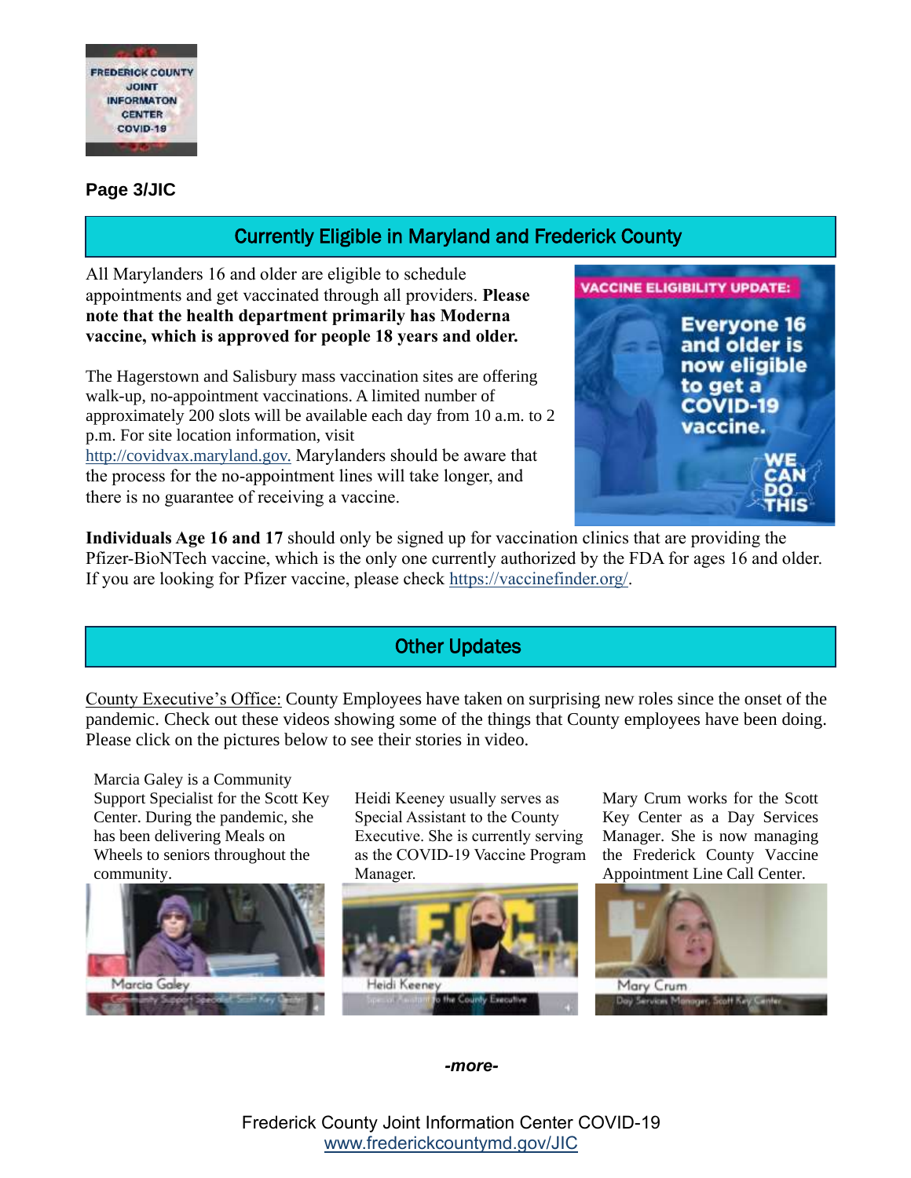**Page 3/JIC**

## Currently Eligible in Maryland and Frederick County

All Marylanders 16 and older are eligible to schedule appointments and get vaccinated through all providers. **Please note that the health department primarily has Moderna vaccine, which is approved for people 18 years and older.**

The Hagerstown and Salisbury mass vaccination sites are offering walk-up, no-appointment vaccinations. A limited number of approximately 200 slots will be available each day from 10 a.m. to 2 p.m. For site location information, visit http://covidvax.maryland.gov. Marylanders should be aware that the process for the no-appointment lines will take longer, and there is no guarantee of receiving a vaccine.

**Individuals Age 16 and 17** should only be signed up for vaccination clinics that are providing the Pfizer-BioNTech vaccine, which is the only one currently authorized by the FDA for ages 16 and older. If you are looking for Pfizer vaccine, please check https://vaccinefinder.org/.

## Other Updates

County Executive's Office: County Employees have taken on surprising new roles since the onset of the pandemic. Check out these videos showing some of the things that County employees have been doing. Please click on the pictures below to see their stories in video.

Marcia Galey is a Community Support Specialist for the Scott Key Center. During the pandemic, she has been delivering Meals on Wheels to seniors throughout the community.

Heidi Keeney usually serves as Special Assistant to the County Executive. She is currently serving as the COVID-19 Vaccine Program Manager.

Mary Crum works for the Scott Key Center as a Day Services Manager. She is now managing the Frederick County Vaccine Appointment Line Call Center.

*-more-*

Frederick County Joint Information Center COVID-19
www.frederickcountymd.gov/JIC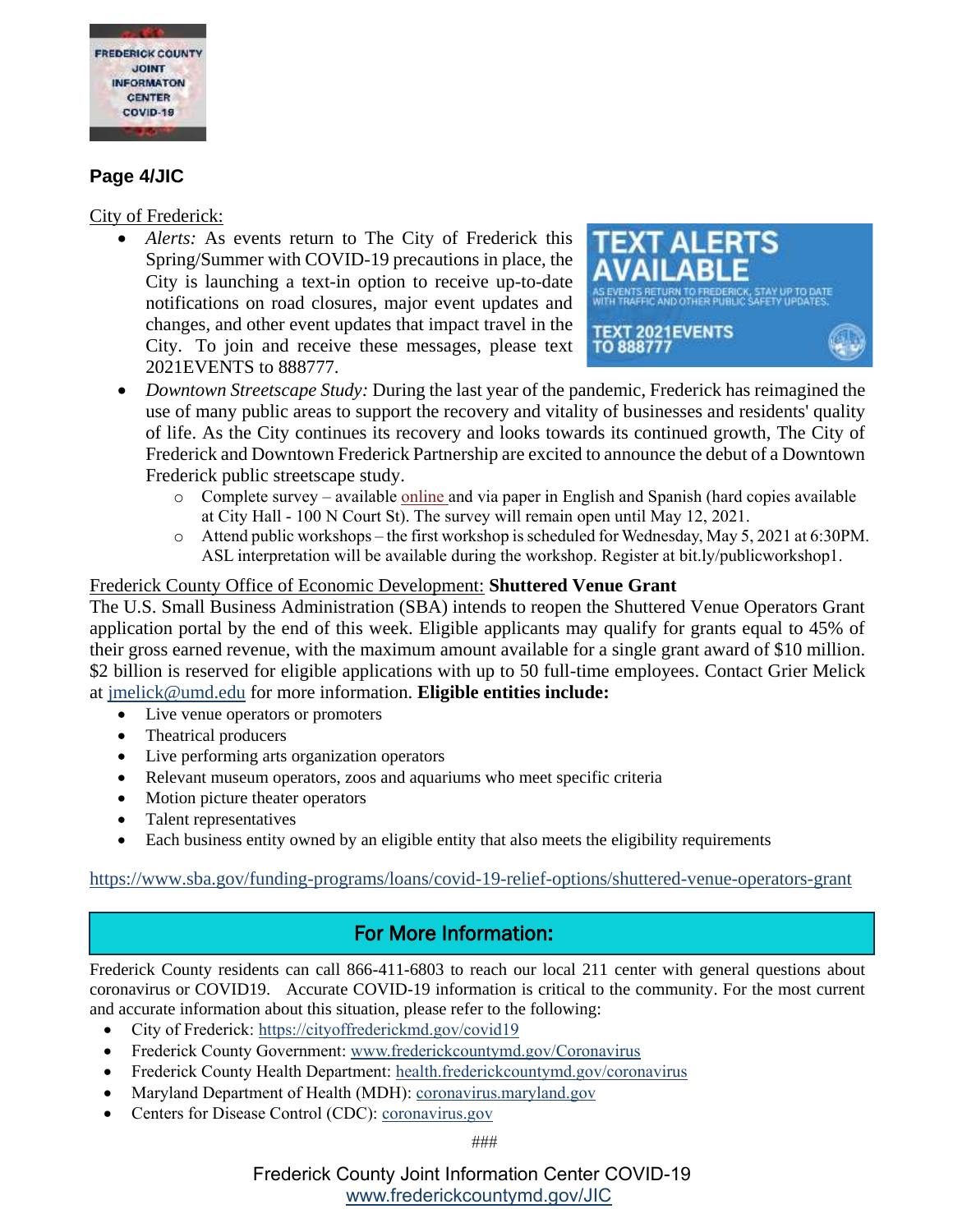**Page 4/JIC**

City of Frederick:

- *Alerts:* As events return to The City of Frederick this Spring/Summer with COVID-19 precautions in place, the City is launching a text-in option to receive up-to-date notifications on road closures, major event updates and changes, and other event updates that impact travel in the City. To join and receive these messages, please text 2021EVENTS to 888777.

TEXT ALERTS AVAILABLE

AS EVENTS RETURN TO FREDERICK, STAY UP TO DATE WITH TRAFFIC AND OTHER PUBLIC SAFETY UPDATES.

TEXT 2021EVENTS TO 888777

- *Downtown Streetscape Study:* During the last year of the pandemic, Frederick has reimagined the use of many public areas to support the recovery and vitality of businesses and residents' quality of life. As the City continues its recovery and looks towards its continued growth, The City of Frederick and Downtown Frederick Partnership are excited to announce the debut of a Downtown Frederick public streetscape study.
  - Complete survey – available online and via paper in English and Spanish (hard copies available at City Hall - 100 N Court St). The survey will remain open until May 12, 2021.
  - Attend public workshops – the first workshop is scheduled for Wednesday, May 5, 2021 at 6:30PM. ASL interpretation will be available during the workshop. Register at bit.ly/publicworkshop1.

Frederick County Office of Economic Development: **Shuttered Venue Grant**

The U.S. Small Business Administration (SBA) intends to reopen the Shuttered Venue Operators Grant application portal by the end of this week. Eligible applicants may qualify for grants equal to 45% of their gross earned revenue, with the maximum amount available for a single grant award of $10 million. $2 billion is reserved for eligible applications with up to 50 full-time employees. Contact Grier Melick at jmelick@umd.edu for more information. **Eligible entities include:**

- Live venue operators or promoters
- Theatrical producers
- Live performing arts organization operators
- Relevant museum operators, zoos and aquariums who meet specific criteria
- Motion picture theater operators
- Talent representatives
- Each business entity owned by an eligible entity that also meets the eligibility requirements

https://www.sba.gov/funding-programs/loans/covid-19-relief-options/shuttered-venue-operators-grant

## For More Information:

Frederick County residents can call 866-411-6803 to reach our local 211 center with general questions about coronavirus or COVID19. Accurate COVID-19 information is critical to the community. For the most current and accurate information about this situation, please refer to the following:

- City of Frederick: https://cityoffrederickmd.gov/covid19
- Frederick County Government: www.frederickcountymd.gov/Coronavirus
- Frederick County Health Department: health.frederickcountymd.gov/coronavirus
- Maryland Department of Health (MDH): coronavirus.maryland.gov
- Centers for Disease Control (CDC): coronavirus.gov

###